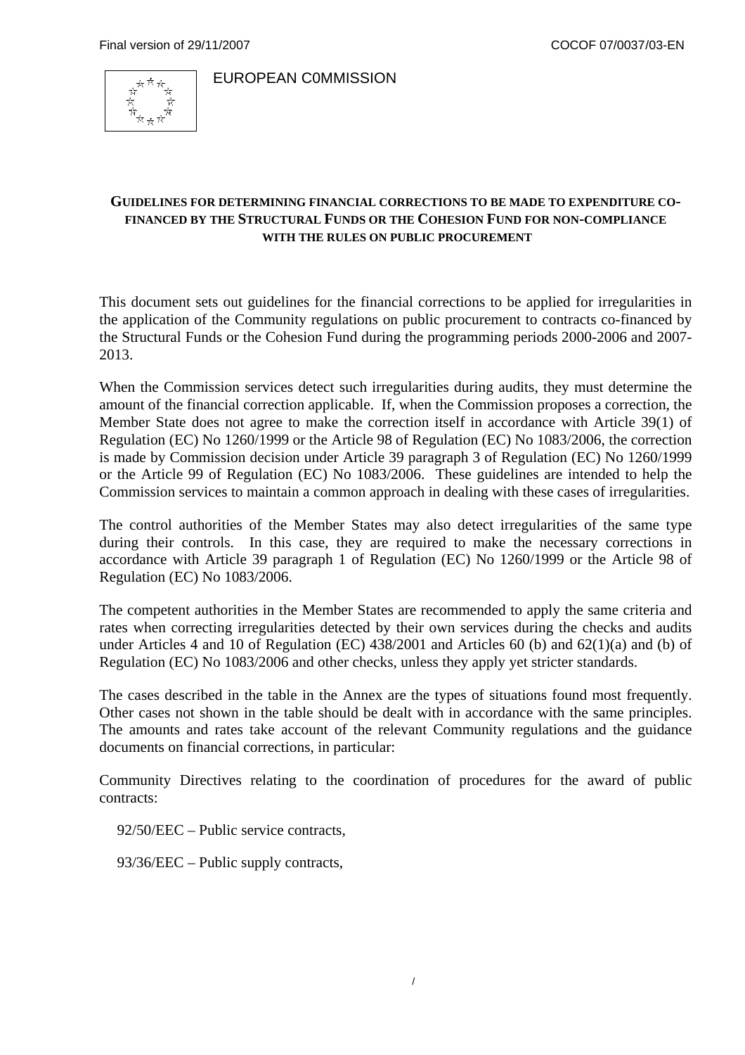EUROPEAN C0MMISSION

## GUIDELINES FOR DETERMINING FINANCIAL CORRECTIONS TO BE MADE TO EXPENDITURE CO-FINANCED BY THE STRUCTURAL FUNDS OR THE COHESION FUND FOR NON-COMPLIANCE WITH THE RULES ON PUBLIC PROCUREMENT

This document sets out guidelines for the financial corrections to be applied for irregularities in the application of the Community regulations on public procurement to contracts co-financed by the Structural Funds or the Cohesion Fund during the programming periods 2000-2006 and 2007-2013.

When the Commission services detect such irregularities during audits, they must determine the amount of the financial correction applicable. If, when the Commission proposes a correction, the Member State does not agree to make the correction itself in accordance with Article 39(1) of Regulation (EC) No 1260/1999 or the Article 98 of Regulation (EC) No 1083/2006, the correction is made by Commission decision under Article 39 paragraph 3 of Regulation (EC) No 1260/1999 or the Article 99 of Regulation (EC) No 1083/2006. These guidelines are intended to help the Commission services to maintain a common approach in dealing with these cases of irregularities.

The control authorities of the Member States may also detect irregularities of the same type during their controls. In this case, they are required to make the necessary corrections in accordance with Article 39 paragraph 1 of Regulation (EC) No 1260/1999 or the Article 98 of Regulation (EC) No 1083/2006.

The competent authorities in the Member States are recommended to apply the same criteria and rates when correcting irregularities detected by their own services during the checks and audits under Articles 4 and 10 of Regulation (EC) 438/2001 and Articles 60 (b) and 62(1)(a) and (b) of Regulation (EC) No 1083/2006 and other checks, unless they apply yet stricter standards.

The cases described in the table in the Annex are the types of situations found most frequently. Other cases not shown in the table should be dealt with in accordance with the same principles. The amounts and rates take account of the relevant Community regulations and the guidance documents on financial corrections, in particular:

Community Directives relating to the coordination of procedures for the award of public contracts:

92/50/EEC – Public service contracts,

93/36/EEC – Public supply contracts,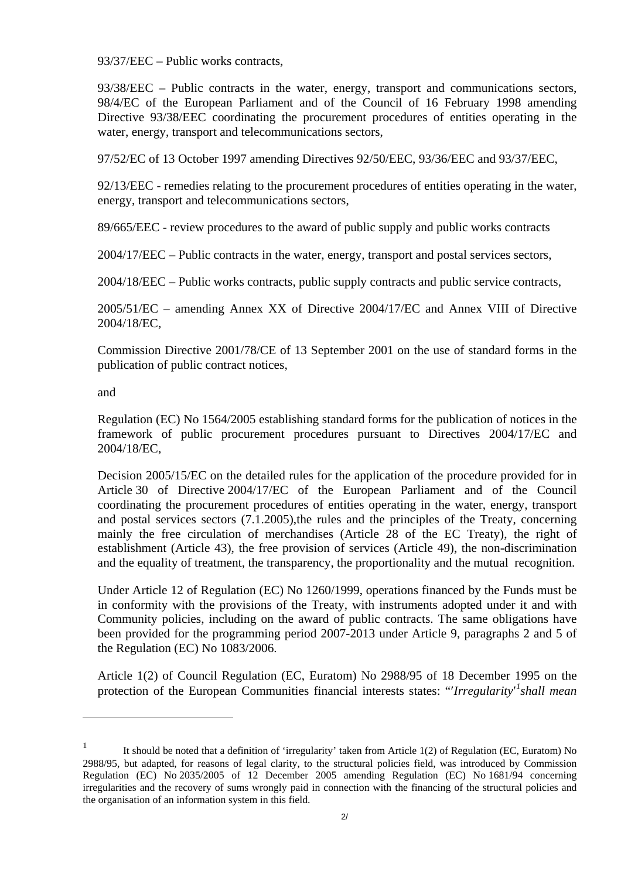93/37/EEC – Public works contracts,

93/38/EEC – Public contracts in the water, energy, transport and communications sectors, 98/4/EC of the European Parliament and of the Council of 16 February 1998 amending Directive 93/38/EEC coordinating the procurement procedures of entities operating in the water, energy, transport and telecommunications sectors,

97/52/EC of 13 October 1997 amending Directives 92/50/EEC, 93/36/EEC and 93/37/EEC,

92/13/EEC - remedies relating to the procurement procedures of entities operating in the water, energy, transport and telecommunications sectors,

89/665/EEC - review procedures to the award of public supply and public works contracts

2004/17/EEC – Public contracts in the water, energy, transport and postal services sectors,

2004/18/EEC – Public works contracts, public supply contracts and public service contracts,

2005/51/EC – amending Annex XX of Directive 2004/17/EC and Annex VIII of Directive 2004/18/EC,

Commission Directive 2001/78/CE of 13 September 2001 on the use of standard forms in the publication of public contract notices,

and

Regulation (EC) No 1564/2005 establishing standard forms for the publication of notices in the framework of public procurement procedures pursuant to Directives 2004/17/EC and 2004/18/EC,

Decision 2005/15/EC on the detailed rules for the application of the procedure provided for in Article 30 of Directive 2004/17/EC of the European Parliament and of the Council coordinating the procurement procedures of entities operating in the water, energy, transport and postal services sectors (7.1.2005),the rules and the principles of the Treaty, concerning mainly the free circulation of merchandises (Article 28 of the EC Treaty), the right of establishment (Article 43), the free provision of services (Article 49), the non-discrimination and the equality of treatment, the transparency, the proportionality and the mutual recognition.

Under Article 12 of Regulation (EC) No 1260/1999, operations financed by the Funds must be in conformity with the provisions of the Treaty, with instruments adopted under it and with Community policies, including on the award of public contracts. The same obligations have been provided for the programming period 2007-2013 under Article 9, paragraphs 2 and 5 of the Regulation (EC) No 1083/2006.

Article 1(2) of Council Regulation (EC, Euratom) No 2988/95 of 18 December 1995 on the protection of the European Communities financial interests states: "*'Irregularity'*[1] *shall mean*

---

[1] It should be noted that a definition of 'irregularity' taken from Article 1(2) of Regulation (EC, Euratom) No 2988/95, but adapted, for reasons of legal clarity, to the structural policies field, was introduced by Commission Regulation (EC) No 2035/2005 of 12 December 2005 amending Regulation (EC) No 1681/94 concerning irregularities and the recovery of sums wrongly paid in connection with the financing of the structural policies and the organisation of an information system in this field.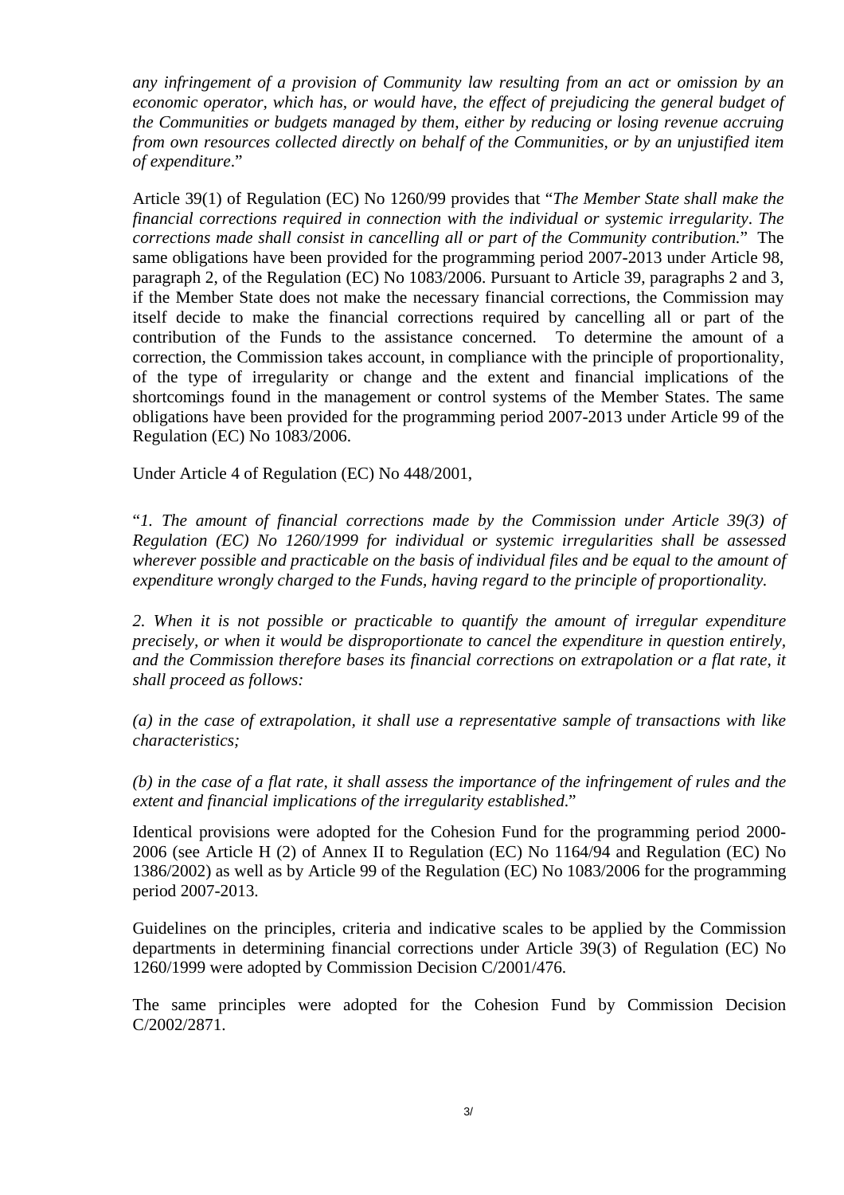*any infringement of a provision of Community law resulting from an act or omission by an economic operator, which has, or would have, the effect of prejudicing the general budget of the Communities or budgets managed by them, either by reducing or losing revenue accruing from own resources collected directly on behalf of the Communities, or by an unjustified item of expenditure*."

Article 39(1) of Regulation (EC) No 1260/99 provides that "*The Member State shall make the financial corrections required in connection with the individual or systemic irregularity. The corrections made shall consist in cancelling all or part of the Community contribution.*" The same obligations have been provided for the programming period 2007-2013 under Article 98, paragraph 2, of the Regulation (EC) No 1083/2006. Pursuant to Article 39, paragraphs 2 and 3, if the Member State does not make the necessary financial corrections, the Commission may itself decide to make the financial corrections required by cancelling all or part of the contribution of the Funds to the assistance concerned. To determine the amount of a correction, the Commission takes account, in compliance with the principle of proportionality, of the type of irregularity or change and the extent and financial implications of the shortcomings found in the management or control systems of the Member States. The same obligations have been provided for the programming period 2007-2013 under Article 99 of the Regulation (EC) No 1083/2006.

Under Article 4 of Regulation (EC) No 448/2001,

"*1. The amount of financial corrections made by the Commission under Article 39(3) of Regulation (EC) No 1260/1999 for individual or systemic irregularities shall be assessed wherever possible and practicable on the basis of individual files and be equal to the amount of expenditure wrongly charged to the Funds, having regard to the principle of proportionality.*

*2. When it is not possible or practicable to quantify the amount of irregular expenditure precisely, or when it would be disproportionate to cancel the expenditure in question entirely, and the Commission therefore bases its financial corrections on extrapolation or a flat rate, it shall proceed as follows:*

*(a) in the case of extrapolation, it shall use a representative sample of transactions with like characteristics;*

*(b) in the case of a flat rate, it shall assess the importance of the infringement of rules and the extent and financial implications of the irregularity established.*"

Identical provisions were adopted for the Cohesion Fund for the programming period 2000-2006 (see Article H (2) of Annex II to Regulation (EC) No 1164/94 and Regulation (EC) No 1386/2002) as well as by Article 99 of the Regulation (EC) No 1083/2006 for the programming period 2007-2013.

Guidelines on the principles, criteria and indicative scales to be applied by the Commission departments in determining financial corrections under Article 39(3) of Regulation (EC) No 1260/1999 were adopted by Commission Decision C/2001/476.

The same principles were adopted for the Cohesion Fund by Commission Decision C/2002/2871.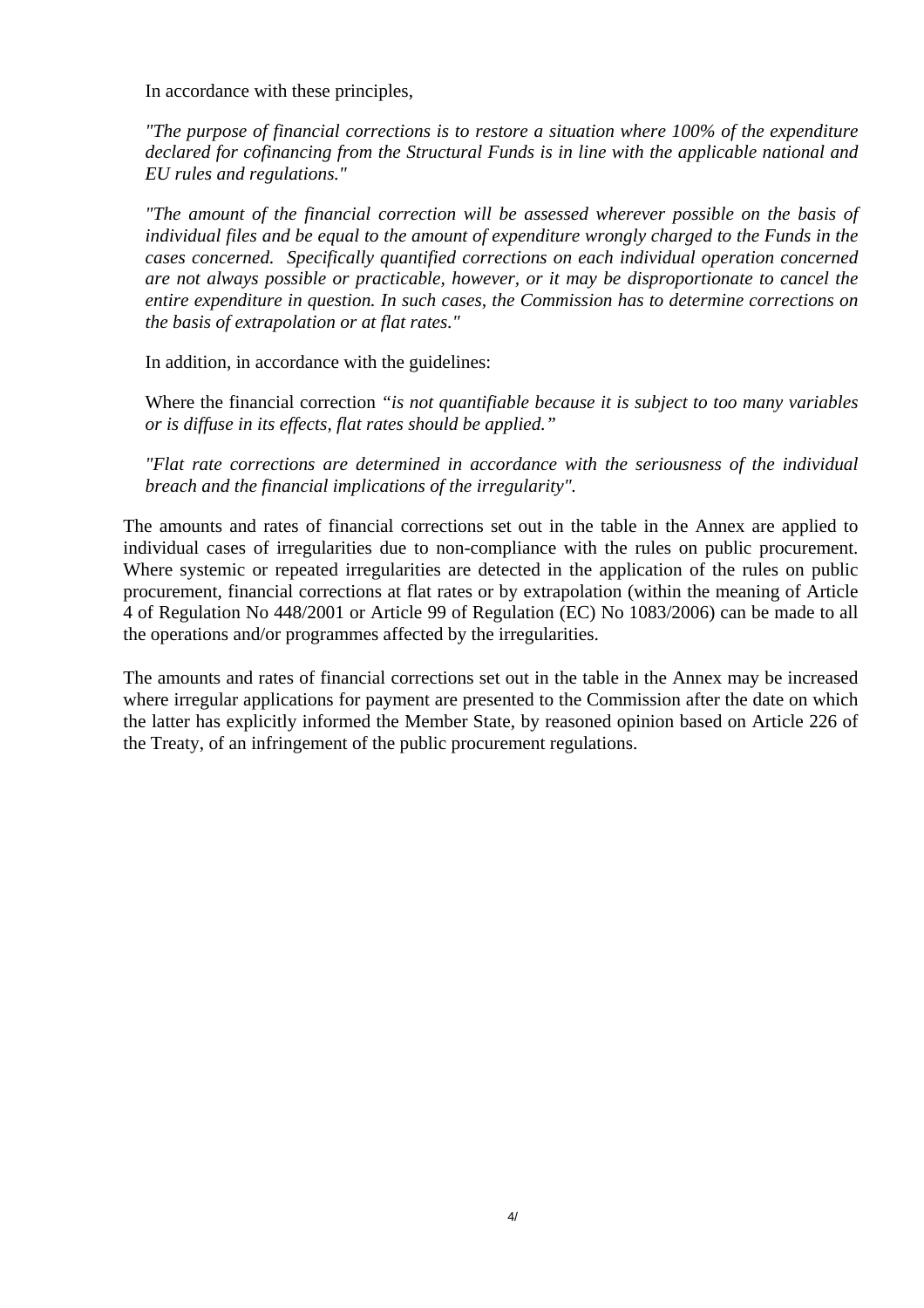In accordance with these principles,

*"The purpose of financial corrections is to restore a situation where 100% of the expenditure declared for cofinancing from the Structural Funds is in line with the applicable national and EU rules and regulations."*

*"The amount of the financial correction will be assessed wherever possible on the basis of individual files and be equal to the amount of expenditure wrongly charged to the Funds in the cases concerned. Specifically quantified corrections on each individual operation concerned are not always possible or practicable, however, or it may be disproportionate to cancel the entire expenditure in question. In such cases, the Commission has to determine corrections on the basis of extrapolation or at flat rates."*

In addition, in accordance with the guidelines:

Where the financial correction *"is not quantifiable because it is subject to too many variables or is diffuse in its effects, flat rates should be applied."*

*"Flat rate corrections are determined in accordance with the seriousness of the individual breach and the financial implications of the irregularity".*

The amounts and rates of financial corrections set out in the table in the Annex are applied to individual cases of irregularities due to non-compliance with the rules on public procurement. Where systemic or repeated irregularities are detected in the application of the rules on public procurement, financial corrections at flat rates or by extrapolation (within the meaning of Article 4 of Regulation No 448/2001 or Article 99 of Regulation (EC) No 1083/2006) can be made to all the operations and/or programmes affected by the irregularities.

The amounts and rates of financial corrections set out in the table in the Annex may be increased where irregular applications for payment are presented to the Commission after the date on which the latter has explicitly informed the Member State, by reasoned opinion based on Article 226 of the Treaty, of an infringement of the public procurement regulations.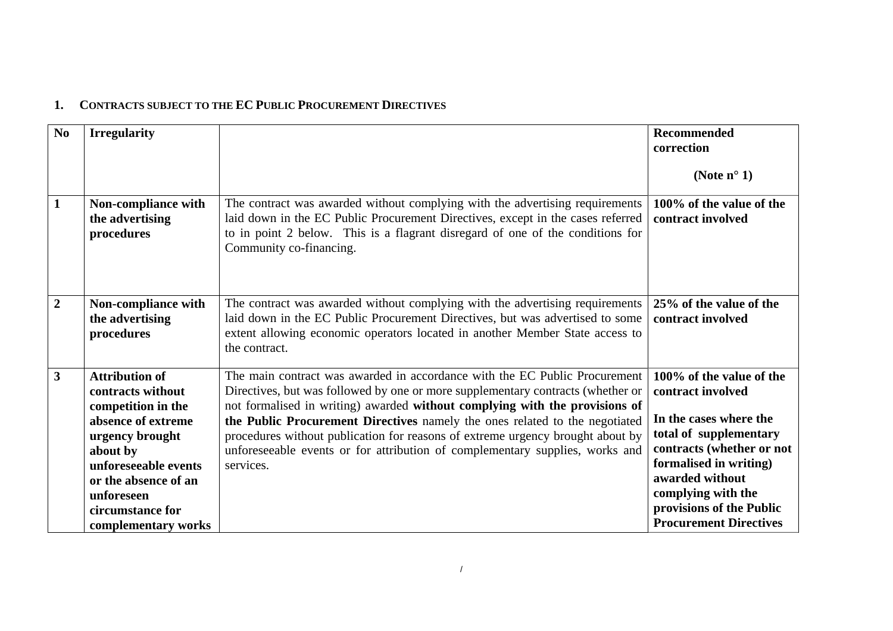## 1. CONTRACTS SUBJECT TO THE EC PUBLIC PROCUREMENT DIRECTIVES

| No | Irregularity | | Recommended correction (Note n° 1) |
|---|---|---|---|
| **1** | **Non-compliance with the advertising procedures** | The contract was awarded without complying with the advertising requirements laid down in the EC Public Procurement Directives, except in the cases referred to in point 2 below. This is a flagrant disregard of one of the conditions for Community co-financing. | **100% of the value of the contract involved** |
| **2** | **Non-compliance with the advertising procedures** | The contract was awarded without complying with the advertising requirements laid down in the EC Public Procurement Directives, but was advertised to some extent allowing economic operators located in another Member State access to the contract. | **25% of the value of the contract involved** |
| **3** | **Attribution of contracts without competition in the absence of extreme urgency brought about by unforeseeable events or the absence of an unforeseen circumstance for complementary works** | The main contract was awarded in accordance with the EC Public Procurement Directives, but was followed by one or more supplementary contracts (whether or not formalised in writing) awarded **without complying with the provisions of the Public Procurement Directives** namely the ones related to the negotiated procedures without publication for reasons of extreme urgency brought about by unforeseeable events or for attribution of complementary supplies, works and services. | **100% of the value of the contract involved**<br><br>**In the cases where the total of supplementary contracts (whether or not formalised in writing) awarded without complying with the provisions of the Public Procurement Directives** |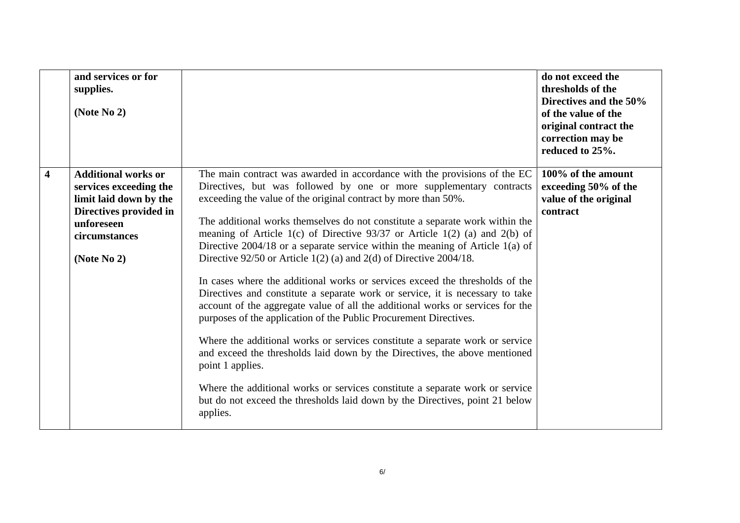| | | | |
|---|---|---|---|
| | **and services or for supplies.**<br><br>**(Note No 2)** | | **do not exceed the thresholds of the Directives and the 50% of the value of the original contract the correction may be reduced to 25%.** |
| **4** | **Additional works or services exceeding the limit laid down by the Directives provided in unforeseen circumstances**<br><br>**(Note No 2)** | The main contract was awarded in accordance with the provisions of the EC Directives, but was followed by one or more supplementary contracts exceeding the value of the original contract by more than 50%.<br><br>The additional works themselves do not constitute a separate work within the meaning of Article 1(c) of Directive 93/37 or Article 1(2) (a) and 2(b) of Directive 2004/18 or a separate service within the meaning of Article 1(a) of Directive 92/50 or Article 1(2) (a) and 2(d) of Directive 2004/18.<br><br>In cases where the additional works or services exceed the thresholds of the Directives and constitute a separate work or service, it is necessary to take account of the aggregate value of all the additional works or services for the purposes of the application of the Public Procurement Directives.<br><br>Where the additional works or services constitute a separate work or service and exceed the thresholds laid down by the Directives, the above mentioned point 1 applies.<br><br>Where the additional works or services constitute a separate work or service but do not exceed the thresholds laid down by the Directives, point 21 below applies. | **100% of the amount exceeding 50% of the value of the original contract** |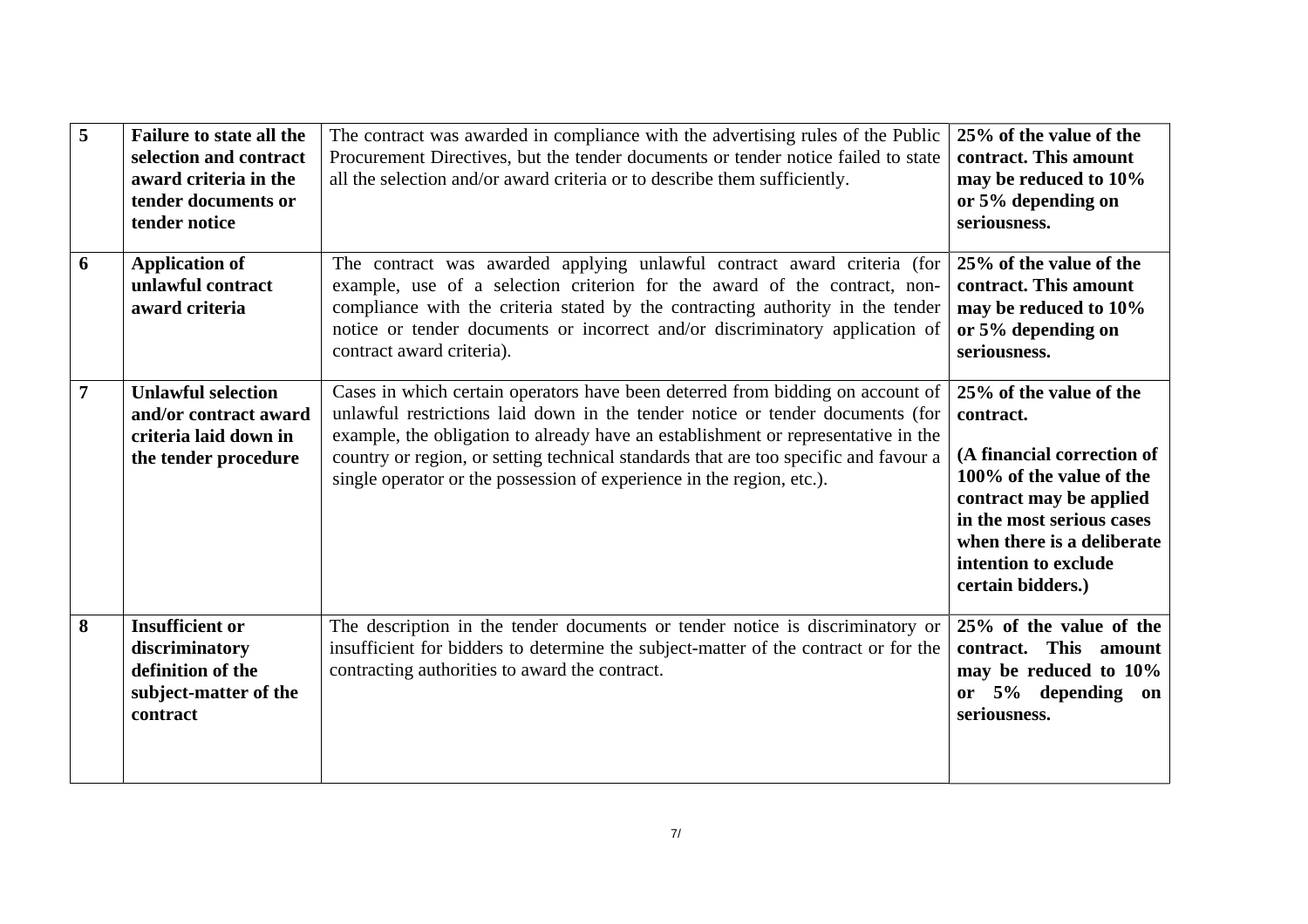| 5 | **Failure to state all the selection and contract award criteria in the tender documents or tender notice** | The contract was awarded in compliance with the advertising rules of the Public Procurement Directives, but the tender documents or tender notice failed to state all the selection and/or award criteria or to describe them sufficiently. | **25% of the value of the contract. This amount may be reduced to 10% or 5% depending on seriousness.** |
|---|---|---|---|
| 6 | **Application of unlawful contract award criteria** | The contract was awarded applying unlawful contract award criteria (for example, use of a selection criterion for the award of the contract, non-compliance with the criteria stated by the contracting authority in the tender notice or tender documents or incorrect and/or discriminatory application of contract award criteria). | **25% of the value of the contract. This amount may be reduced to 10% or 5% depending on seriousness.** |
| 7 | **Unlawful selection and/or contract award criteria laid down in the tender procedure** | Cases in which certain operators have been deterred from bidding on account of unlawful restrictions laid down in the tender notice or tender documents (for example, the obligation to already have an establishment or representative in the country or region, or setting technical standards that are too specific and favour a single operator or the possession of experience in the region, etc.). | **25% of the value of the contract.** <br><br> **(A financial correction of 100% of the value of the contract may be applied in the most serious cases when there is a deliberate intention to exclude certain bidders.)** |
| 8 | **Insufficient or discriminatory definition of the subject-matter of the contract** | The description in the tender documents or tender notice is discriminatory or insufficient for bidders to determine the subject-matter of the contract or for the contracting authorities to award the contract. | **25% of the value of the contract. This amount may be reduced to 10% or 5% depending on seriousness.** |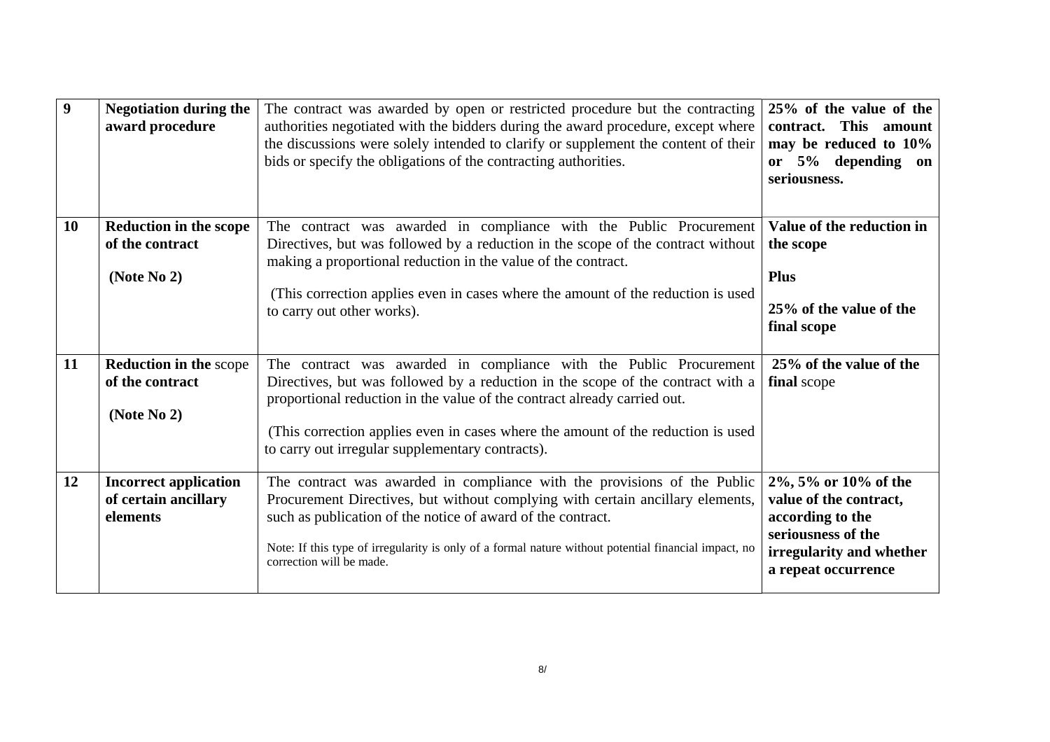| | | | |
|---|---|---|---|
| **9** | **Negotiation during the award procedure** | The contract was awarded by open or restricted procedure but the contracting authorities negotiated with the bidders during the award procedure, except where the discussions were solely intended to clarify or supplement the content of their bids or specify the obligations of the contracting authorities. | **25% of the value of the contract. This amount may be reduced to 10% or 5% depending on seriousness.** |
| **10** | **Reduction in the scope of the contract**<br><br>**(Note No 2)** | The contract was awarded in compliance with the Public Procurement Directives, but was followed by a reduction in the scope of the contract without making a proportional reduction in the value of the contract.<br><br>(This correction applies even in cases where the amount of the reduction is used to carry out other works). | **Value of the reduction in the scope**<br><br>**Plus**<br><br>**25% of the value of the final scope** |
| **11** | **Reduction in the** scope **of the contract**<br><br>**(Note No 2)** | The contract was awarded in compliance with the Public Procurement Directives, but was followed by a reduction in the scope of the contract with a proportional reduction in the value of the contract already carried out.<br><br>(This correction applies even in cases where the amount of the reduction is used to carry out irregular supplementary contracts). | **25% of the value of the final** scope |
| **12** | **Incorrect application of certain ancillary elements** | The contract was awarded in compliance with the provisions of the Public Procurement Directives, but without complying with certain ancillary elements, such as publication of the notice of award of the contract.<br><br>Note: If this type of irregularity is only of a formal nature without potential financial impact, no correction will be made. | **2%, 5% or 10% of the value of the contract, according to the seriousness of the irregularity and whether a repeat occurrence** |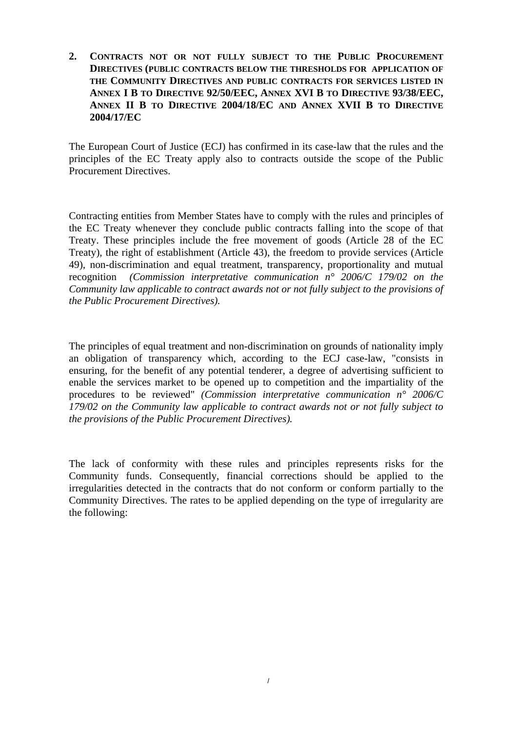## 2. CONTRACTS NOT OR NOT FULLY SUBJECT TO THE PUBLIC PROCUREMENT DIRECTIVES (PUBLIC CONTRACTS BELOW THE THRESHOLDS FOR APPLICATION OF THE COMMUNITY DIRECTIVES AND PUBLIC CONTRACTS FOR SERVICES LISTED IN ANNEX I B TO DIRECTIVE 92/50/EEC, ANNEX XVI B TO DIRECTIVE 93/38/EEC, ANNEX II B TO DIRECTIVE 2004/18/EC AND ANNEX XVII B TO DIRECTIVE 2004/17/EC

The European Court of Justice (ECJ) has confirmed in its case-law that the rules and the principles of the EC Treaty apply also to contracts outside the scope of the Public Procurement Directives.

Contracting entities from Member States have to comply with the rules and principles of the EC Treaty whenever they conclude public contracts falling into the scope of that Treaty. These principles include the free movement of goods (Article 28 of the EC Treaty), the right of establishment (Article 43), the freedom to provide services (Article 49), non-discrimination and equal treatment, transparency, proportionality and mutual recognition *(Commission interpretative communication n° 2006/C 179/02 on the Community law applicable to contract awards not or not fully subject to the provisions of the Public Procurement Directives).*

The principles of equal treatment and non-discrimination on grounds of nationality imply an obligation of transparency which, according to the ECJ case-law, "consists in ensuring, for the benefit of any potential tenderer, a degree of advertising sufficient to enable the services market to be opened up to competition and the impartiality of the procedures to be reviewed" *(Commission interpretative communication n° 2006/C 179/02 on the Community law applicable to contract awards not or not fully subject to the provisions of the Public Procurement Directives).*

The lack of conformity with these rules and principles represents risks for the Community funds. Consequently, financial corrections should be applied to the irregularities detected in the contracts that do not conform or conform partially to the Community Directives. The rates to be applied depending on the type of irregularity are the following: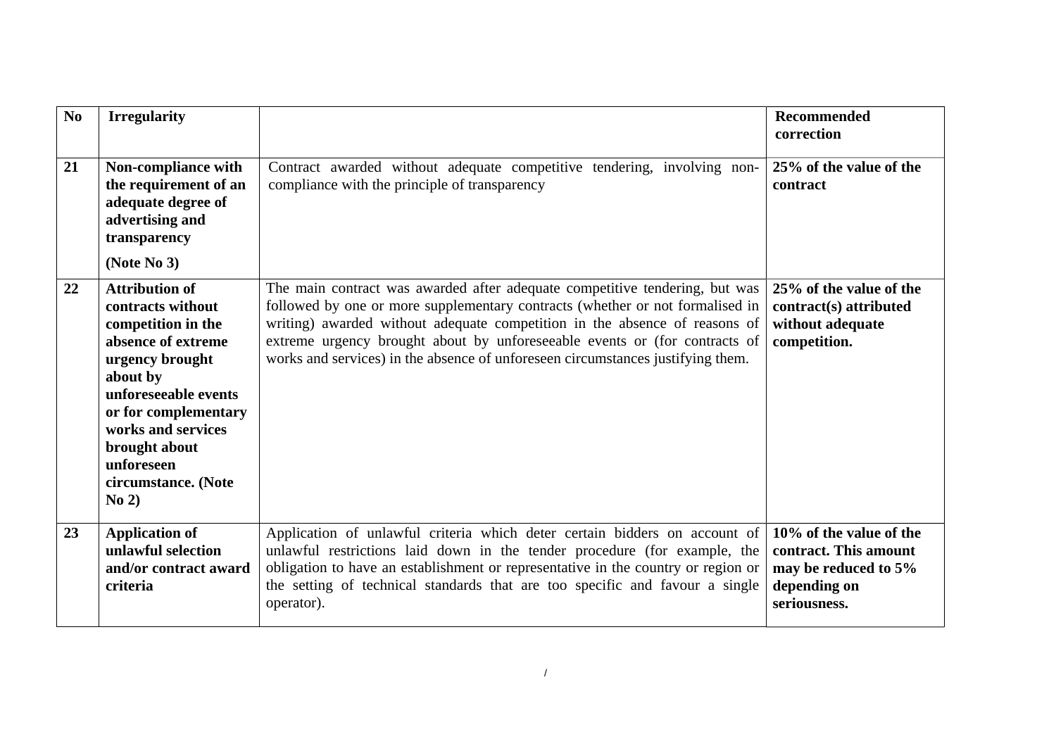| No | Irregularity | | Recommended correction |
|---|---|---|---|
| 21 | **Non-compliance with the requirement of an adequate degree of advertising and transparency** **(Note No 3)** | Contract awarded without adequate competitive tendering, involving non-compliance with the principle of transparency | **25% of the value of the contract** |
| 22 | **Attribution of contracts without competition in the absence of extreme urgency brought about by unforeseeable events or for complementary works and services brought about unforeseen circumstance. (Note No 2)** | The main contract was awarded after adequate competitive tendering, but was followed by one or more supplementary contracts (whether or not formalised in writing) awarded without adequate competition in the absence of reasons of extreme urgency brought about by unforeseeable events or (for contracts of works and services) in the absence of unforeseen circumstances justifying them. | **25% of the value of the contract(s) attributed without adequate competition.** |
| 23 | **Application of unlawful selection and/or contract award criteria** | Application of unlawful criteria which deter certain bidders on account of unlawful restrictions laid down in the tender procedure (for example, the obligation to have an establishment or representative in the country or region or the setting of technical standards that are too specific and favour a single operator). | **10% of the value of the contract. This amount may be reduced to 5% depending on seriousness.** |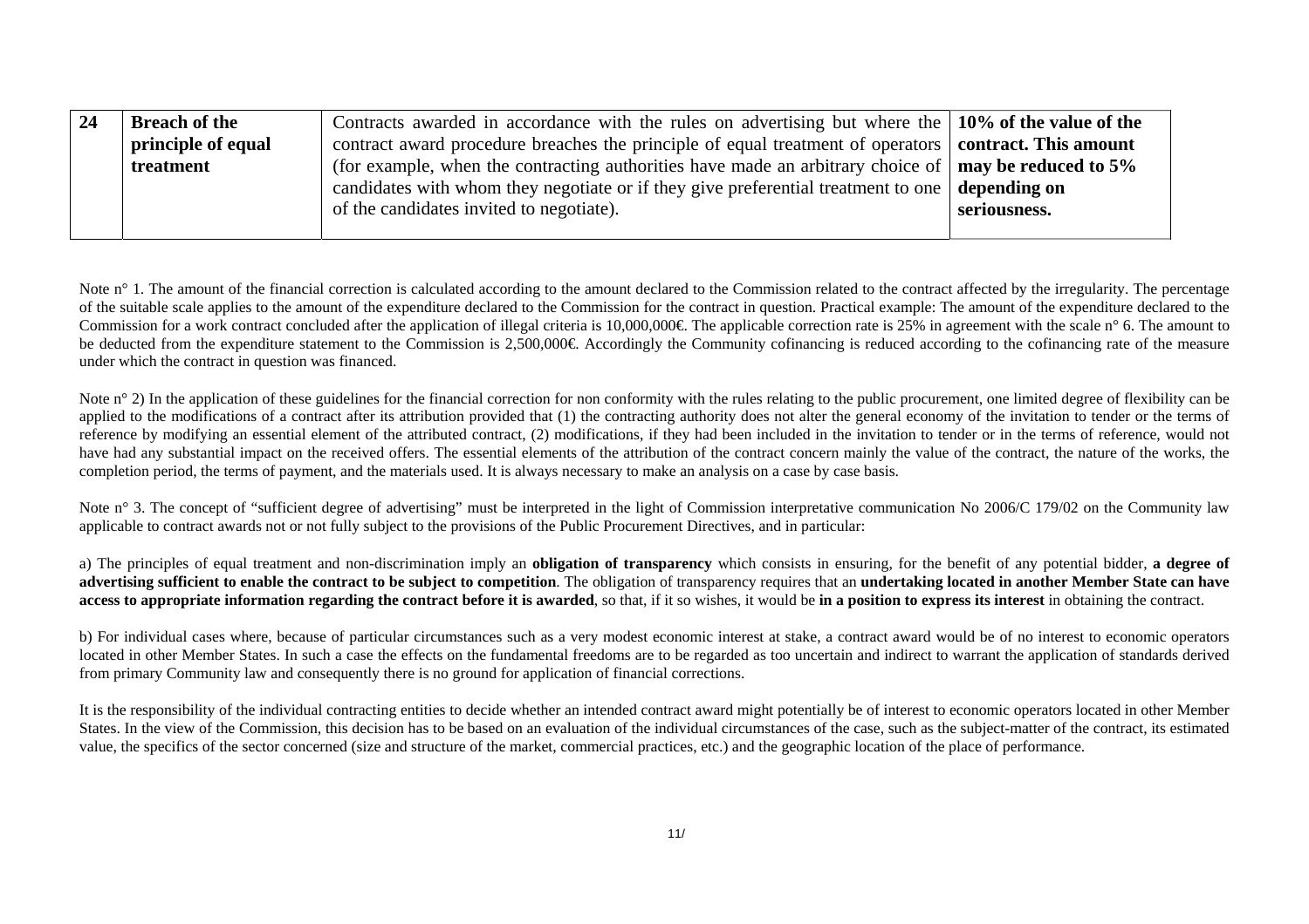| | | | |
|---|---|---|---|
| 24 | **Breach of the principle of equal treatment** | Contracts awarded in accordance with the rules on advertising but where the contract award procedure breaches the principle of equal treatment of operators (for example, when the contracting authorities have made an arbitrary choice of candidates with whom they negotiate or if they give preferential treatment to one of the candidates invited to negotiate). | **10% of the value of the contract. This amount may be reduced to 5% depending on seriousness.** |

Note n° 1. The amount of the financial correction is calculated according to the amount declared to the Commission related to the contract affected by the irregularity. The percentage of the suitable scale applies to the amount of the expenditure declared to the Commission for the contract in question. Practical example: The amount of the expenditure declared to the Commission for a work contract concluded after the application of illegal criteria is 10,000,000€. The applicable correction rate is 25% in agreement with the scale n° 6. The amount to be deducted from the expenditure statement to the Commission is 2,500,000€. Accordingly the Community cofinancing is reduced according to the cofinancing rate of the measure under which the contract in question was financed.

Note n° 2) In the application of these guidelines for the financial correction for non conformity with the rules relating to the public procurement, one limited degree of flexibility can be applied to the modifications of a contract after its attribution provided that (1) the contracting authority does not alter the general economy of the invitation to tender or the terms of reference by modifying an essential element of the attributed contract, (2) modifications, if they had been included in the invitation to tender or in the terms of reference, would not have had any substantial impact on the received offers. The essential elements of the attribution of the contract concern mainly the value of the contract, the nature of the works, the completion period, the terms of payment, and the materials used. It is always necessary to make an analysis on a case by case basis.

Note n° 3. The concept of "sufficient degree of advertising" must be interpreted in the light of Commission interpretative communication No 2006/C 179/02 on the Community law applicable to contract awards not or not fully subject to the provisions of the Public Procurement Directives, and in particular:

a) The principles of equal treatment and non-discrimination imply an **obligation of transparency** which consists in ensuring, for the benefit of any potential bidder, **a degree of advertising sufficient to enable the contract to be subject to competition**. The obligation of transparency requires that an **undertaking located in another Member State can have access to appropriate information regarding the contract before it is awarded**, so that, if it so wishes, it would be **in a position to express its interest** in obtaining the contract.

b) For individual cases where, because of particular circumstances such as a very modest economic interest at stake, a contract award would be of no interest to economic operators located in other Member States. In such a case the effects on the fundamental freedoms are to be regarded as too uncertain and indirect to warrant the application of standards derived from primary Community law and consequently there is no ground for application of financial corrections.

It is the responsibility of the individual contracting entities to decide whether an intended contract award might potentially be of interest to economic operators located in other Member States. In the view of the Commission, this decision has to be based on an evaluation of the individual circumstances of the case, such as the subject-matter of the contract, its estimated value, the specifics of the sector concerned (size and structure of the market, commercial practices, etc.) and the geographic location of the place of performance.